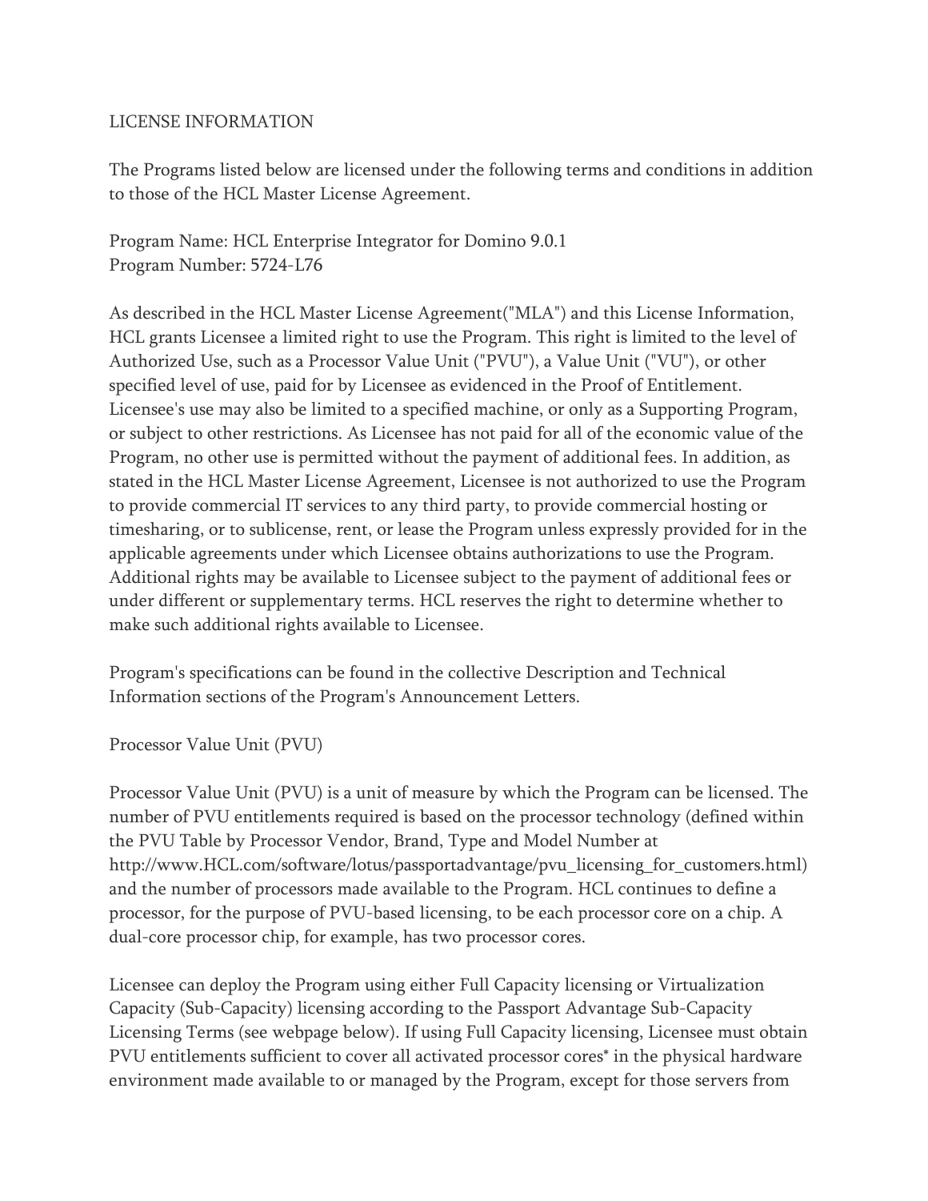LICENSE INFORMATION

The Programs listed below are licensed under the following terms and conditions in addition to those of the HCL Master License Agreement.

Program Name: HCL Enterprise Integrator for Domino 9.0.1
Program Number: 5724-L76

As described in the HCL Master License Agreement("MLA") and this License Information, HCL grants Licensee a limited right to use the Program. This right is limited to the level of Authorized Use, such as a Processor Value Unit ("PVU"), a Value Unit ("VU"), or other specified level of use, paid for by Licensee as evidenced in the Proof of Entitlement. Licensee's use may also be limited to a specified machine, or only as a Supporting Program, or subject to other restrictions. As Licensee has not paid for all of the economic value of the Program, no other use is permitted without the payment of additional fees. In addition, as stated in the HCL Master License Agreement, Licensee is not authorized to use the Program to provide commercial IT services to any third party, to provide commercial hosting or timesharing, or to sublicense, rent, or lease the Program unless expressly provided for in the applicable agreements under which Licensee obtains authorizations to use the Program. Additional rights may be available to Licensee subject to the payment of additional fees or under different or supplementary terms. HCL reserves the right to determine whether to make such additional rights available to Licensee.

Program's specifications can be found in the collective Description and Technical Information sections of the Program's Announcement Letters.

Processor Value Unit (PVU)

Processor Value Unit (PVU) is a unit of measure by which the Program can be licensed. The number of PVU entitlements required is based on the processor technology (defined within the PVU Table by Processor Vendor, Brand, Type and Model Number at http://www.HCL.com/software/lotus/passportadvantage/pvu_licensing_for_customers.html) and the number of processors made available to the Program. HCL continues to define a processor, for the purpose of PVU-based licensing, to be each processor core on a chip. A dual-core processor chip, for example, has two processor cores.

Licensee can deploy the Program using either Full Capacity licensing or Virtualization Capacity (Sub-Capacity) licensing according to the Passport Advantage Sub-Capacity Licensing Terms (see webpage below). If using Full Capacity licensing, Licensee must obtain PVU entitlements sufficient to cover all activated processor cores* in the physical hardware environment made available to or managed by the Program, except for those servers from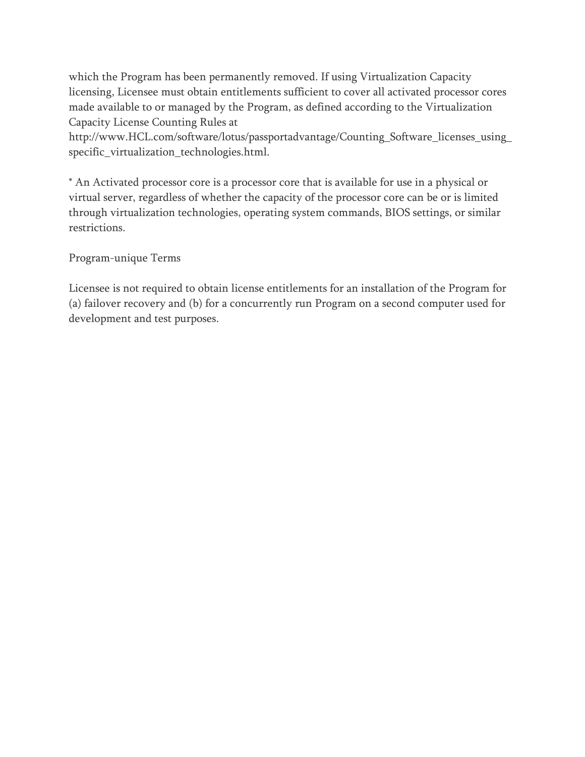which the Program has been permanently removed. If using Virtualization Capacity licensing, Licensee must obtain entitlements sufficient to cover all activated processor cores made available to or managed by the Program, as defined according to the Virtualization Capacity License Counting Rules at http://www.HCL.com/software/lotus/passportadvantage/Counting_Software_licenses_using_specific_virtualization_technologies.html.

* An Activated processor core is a processor core that is available for use in a physical or virtual server, regardless of whether the capacity of the processor core can be or is limited through virtualization technologies, operating system commands, BIOS settings, or similar restrictions.

Program-unique Terms

Licensee is not required to obtain license entitlements for an installation of the Program for (a) failover recovery and (b) for a concurrently run Program on a second computer used for development and test purposes.